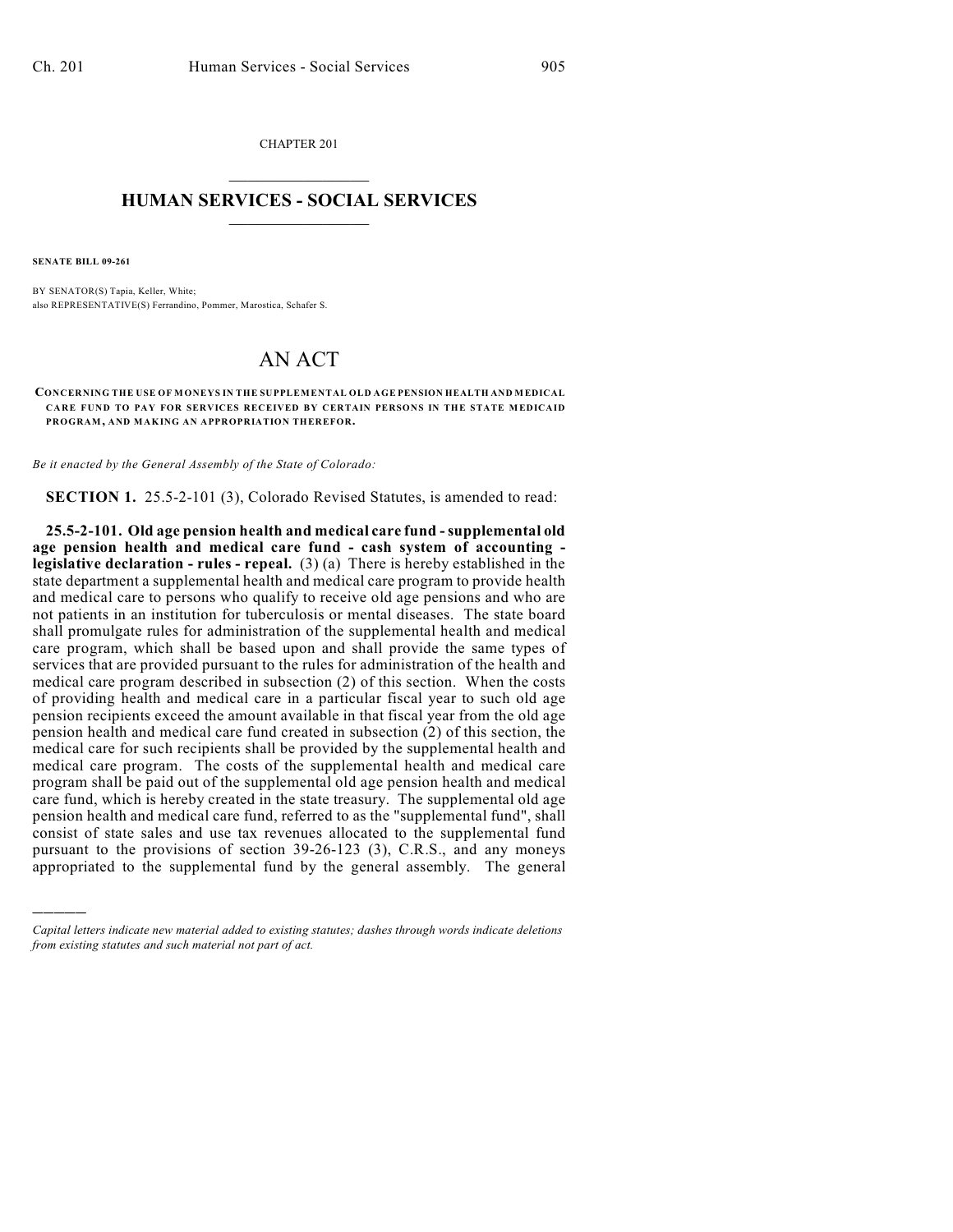CHAPTER 201

# HUMAN SERVICES - SOCIAL SERVICES

**SENATE BILL 09-261**

BY SENATOR(S) Tapia, Keller, White;
also REPRESENTATIVE(S) Ferrandino, Pommer, Marostica, Schafer S.

# AN ACT

**CONCERNING THE USE OF MONEYS IN THE SUPPLEMENTAL OLD AGE PENSION HEALTH AND MEDICAL CARE FUND TO PAY FOR SERVICES RECEIVED BY CERTAIN PERSONS IN THE STATE MEDICAID PROGRAM, AND MAKING AN APPROPRIATION THEREFOR.**

*Be it enacted by the General Assembly of the State of Colorado:*

**SECTION 1.** 25.5-2-101 (3), Colorado Revised Statutes, is amended to read:

**25.5-2-101. Old age pension health and medical care fund - supplemental old age pension health and medical care fund - cash system of accounting - legislative declaration - rules - repeal.** (3) (a) There is hereby established in the state department a supplemental health and medical care program to provide health and medical care to persons who qualify to receive old age pensions and who are not patients in an institution for tuberculosis or mental diseases. The state board shall promulgate rules for administration of the supplemental health and medical care program, which shall be based upon and shall provide the same types of services that are provided pursuant to the rules for administration of the health and medical care program described in subsection (2) of this section. When the costs of providing health and medical care in a particular fiscal year to such old age pension recipients exceed the amount available in that fiscal year from the old age pension health and medical care fund created in subsection (2) of this section, the medical care for such recipients shall be provided by the supplemental health and medical care program. The costs of the supplemental health and medical care program shall be paid out of the supplemental old age pension health and medical care fund, which is hereby created in the state treasury. The supplemental old age pension health and medical care fund, referred to as the "supplemental fund", shall consist of state sales and use tax revenues allocated to the supplemental fund pursuant to the provisions of section 39-26-123 (3), C.R.S., and any moneys appropriated to the supplemental fund by the general assembly. The general

*Capital letters indicate new material added to existing statutes; dashes through words indicate deletions from existing statutes and such material not part of act.*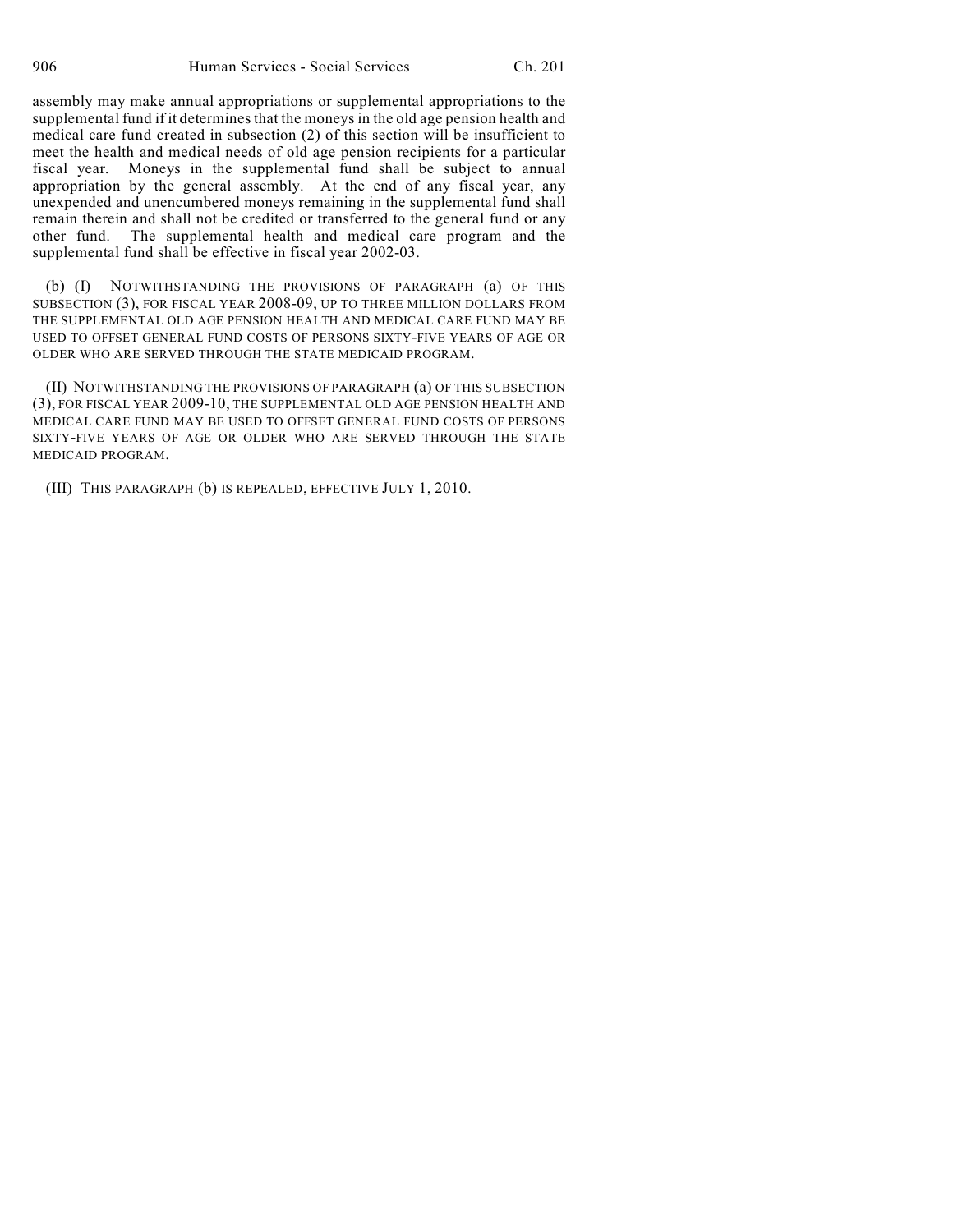assembly may make annual appropriations or supplemental appropriations to the supplemental fund if it determines that the moneys in the old age pension health and medical care fund created in subsection (2) of this section will be insufficient to meet the health and medical needs of old age pension recipients for a particular fiscal year. Moneys in the supplemental fund shall be subject to annual appropriation by the general assembly. At the end of any fiscal year, any unexpended and unencumbered moneys remaining in the supplemental fund shall remain therein and shall not be credited or transferred to the general fund or any other fund. The supplemental health and medical care program and the supplemental fund shall be effective in fiscal year 2002-03.

(b) (I) NOTWITHSTANDING THE PROVISIONS OF PARAGRAPH (a) OF THIS SUBSECTION (3), FOR FISCAL YEAR 2008-09, UP TO THREE MILLION DOLLARS FROM THE SUPPLEMENTAL OLD AGE PENSION HEALTH AND MEDICAL CARE FUND MAY BE USED TO OFFSET GENERAL FUND COSTS OF PERSONS SIXTY-FIVE YEARS OF AGE OR OLDER WHO ARE SERVED THROUGH THE STATE MEDICAID PROGRAM.

(II) NOTWITHSTANDING THE PROVISIONS OF PARAGRAPH (a) OF THIS SUBSECTION (3), FOR FISCAL YEAR 2009-10, THE SUPPLEMENTAL OLD AGE PENSION HEALTH AND MEDICAL CARE FUND MAY BE USED TO OFFSET GENERAL FUND COSTS OF PERSONS SIXTY-FIVE YEARS OF AGE OR OLDER WHO ARE SERVED THROUGH THE STATE MEDICAID PROGRAM.

(III) THIS PARAGRAPH (b) IS REPEALED, EFFECTIVE JULY 1, 2010.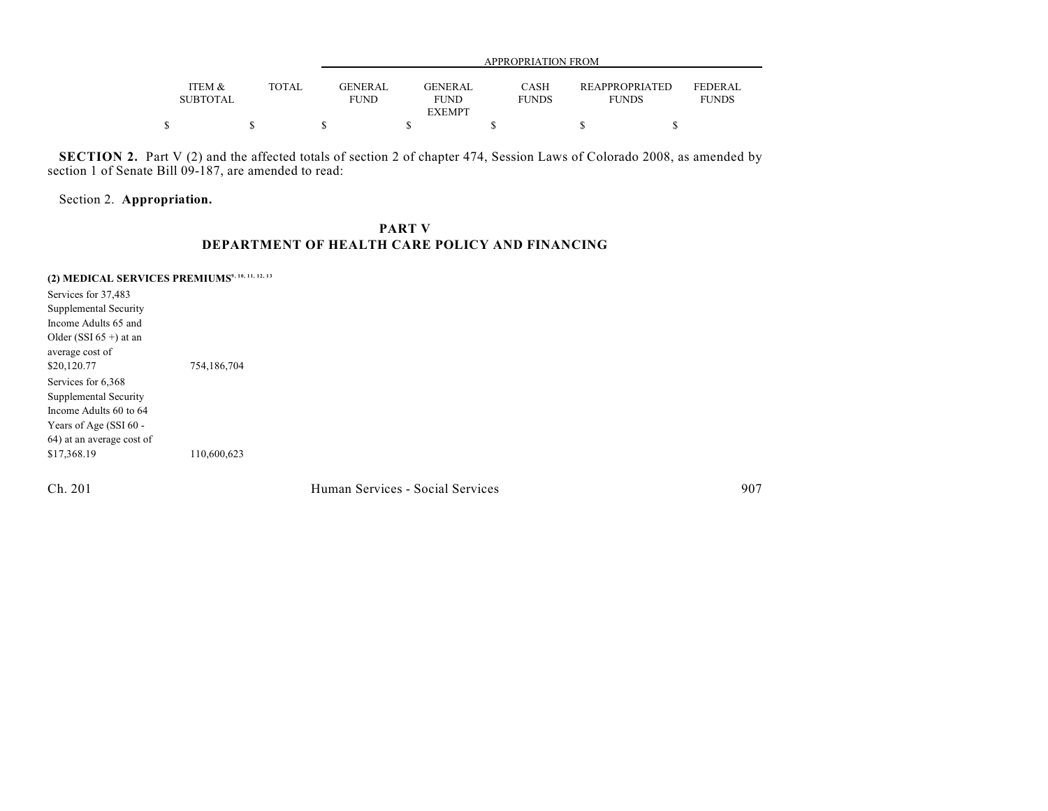| | | APPROPRIATION FROM | | | | |
|---|---|---|---|---|---|---|
| ITEM & SUBTOTAL | TOTAL | GENERAL FUND | GENERAL FUND EXEMPT | CASH FUNDS | REAPPROPRIATED FUNDS | FEDERAL FUNDS |
| $ | $ | $ | $ | $ | $ | $ |

**SECTION 2.** Part V (2) and the affected totals of section 2 of chapter 474, Session Laws of Colorado 2008, as amended by section 1 of Senate Bill 09-187, are amended to read:

Section 2. **Appropriation.**

## PART V
## DEPARTMENT OF HEALTH CARE POLICY AND FINANCING

**(2) MEDICAL SERVICES PREMIUMS**[9, 10, 11, 12, 13]

| | ITEM & SUBTOTAL | TOTAL | GENERAL FUND | GENERAL FUND EXEMPT | CASH FUNDS | REAPPROPRIATED FUNDS | FEDERAL FUNDS |
|---|---|---|---|---|---|---|---|
| Services for 37,483 Supplemental Security Income Adults 65 and Older (SSI 65 +) at an average cost of $20,120.77 | 754,186,704 | | | | | | |
| Services for 6,368 Supplemental Security Income Adults 60 to 64 Years of Age (SSI 60 - 64) at an average cost of $17,368.19 | 110,600,623 | | | | | | |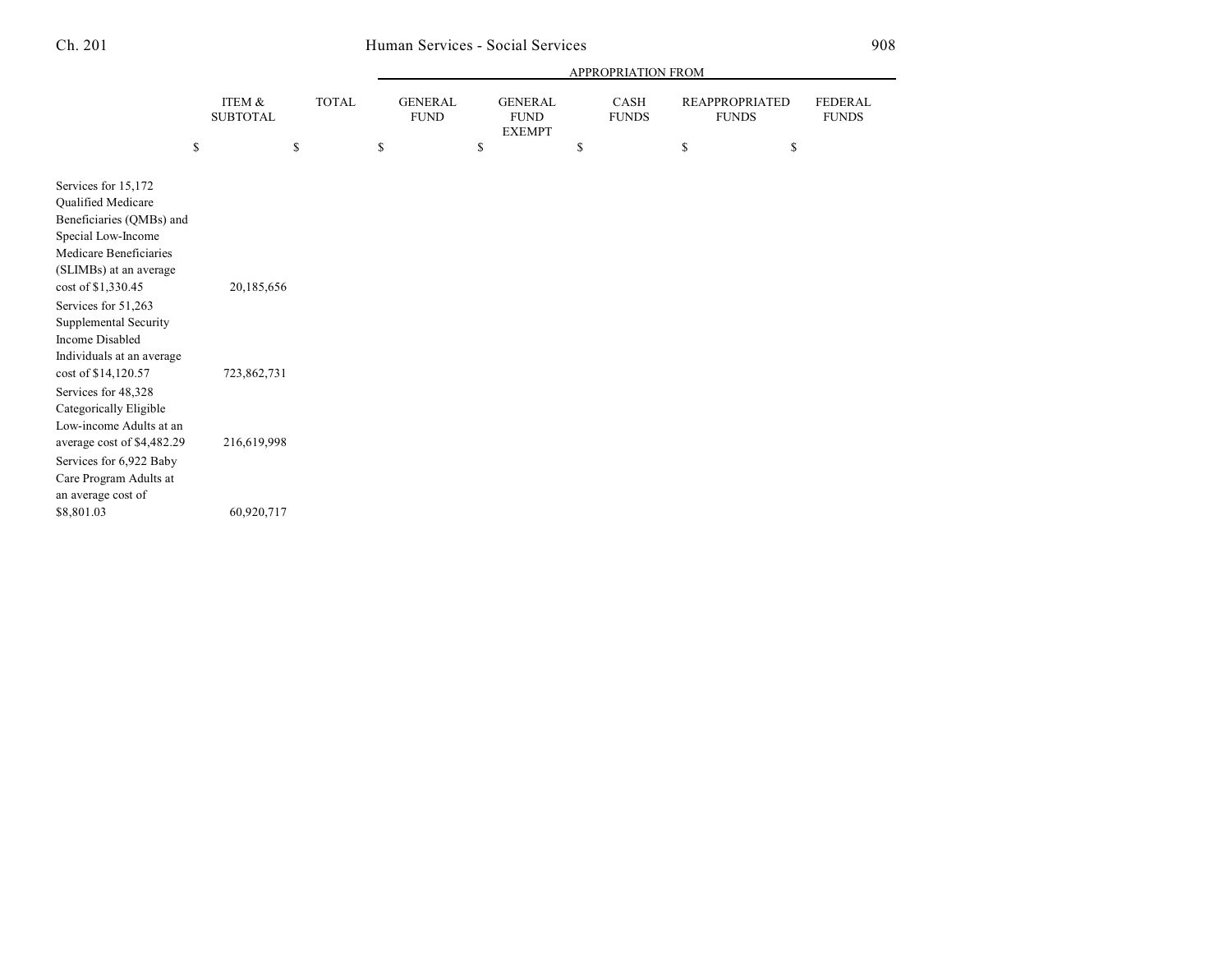| | ITEM & SUBTOTAL | TOTAL | APPROPRIATION FROM GENERAL FUND | GENERAL FUND EXEMPT | CASH FUNDS | REAPPROPRIATED FUNDS | FEDERAL FUNDS |
|---|---|---|---|---|---|---|---|
| | $ | $ | $ | $ | $ | $ | $ |
| Services for 15,172 Qualified Medicare Beneficiaries (QMBs) and Special Low-Income Medicare Beneficiaries (SLIMBs) at an average cost of $1,330.45 | 20,185,656 | | | | | | |
| Services for 51,263 Supplemental Security Income Disabled Individuals at an average cost of $14,120.57 | 723,862,731 | | | | | | |
| Services for 48,328 Categorically Eligible Low-income Adults at an average cost of $4,482.29 | 216,619,998 | | | | | | |
| Services for 6,922 Baby Care Program Adults at an average cost of $8,801.03 | 60,920,717 | | | | | | |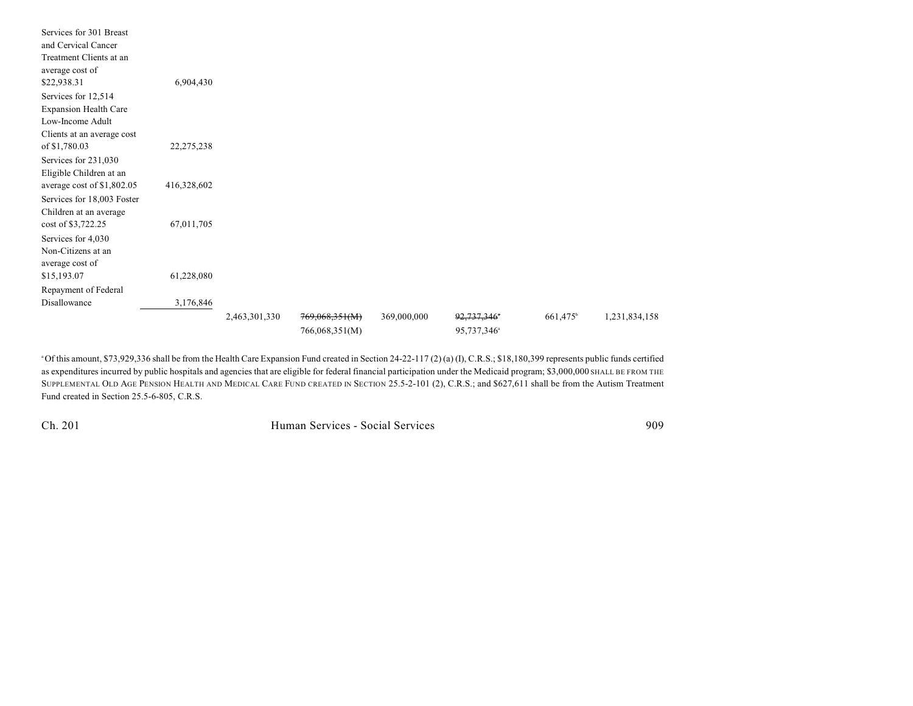| | | | | | | | |
|---|---|---|---|---|---|---|---|
| Services for 301 Breast and Cervical Cancer Treatment Clients at an average cost of $22,938.31 | 6,904,430 | | | | | | |
| Services for 12,514 Expansion Health Care Low-Income Adult Clients at an average cost of $1,780.03 | 22,275,238 | | | | | | |
| Services for 231,030 Eligible Children at an average cost of $1,802.05 | 416,328,602 | | | | | | |
| Services for 18,003 Foster Children at an average cost of $3,722.25 | 67,011,705 | | | | | | |
| Services for 4,030 Non-Citizens at an average cost of $15,193.07 | 61,228,080 | | | | | | |
| Repayment of Federal Disallowance | 3,176,846 | | | | | | |
| | | 2,463,301,330 | ~~769,068,351(M)~~ 766,068,351(M) | 369,000,000 | ~~92,737,346~~[a] 95,737,346[a] | 661,475[b] | 1,231,834,158 |

[a] Of this amount, $73,929,336 shall be from the Health Care Expansion Fund created in Section 24-22-117 (2) (a) (I), C.R.S.; $18,180,399 represents public funds certified as expenditures incurred by public hospitals and agencies that are eligible for federal financial participation under the Medicaid program; $3,000,000 SHALL BE FROM THE SUPPLEMENTAL OLD AGE PENSION HEALTH AND MEDICAL CARE FUND CREATED IN SECTION 25.5-2-101 (2), C.R.S.; and $627,611 shall be from the Autism Treatment Fund created in Section 25.5-6-805, C.R.S.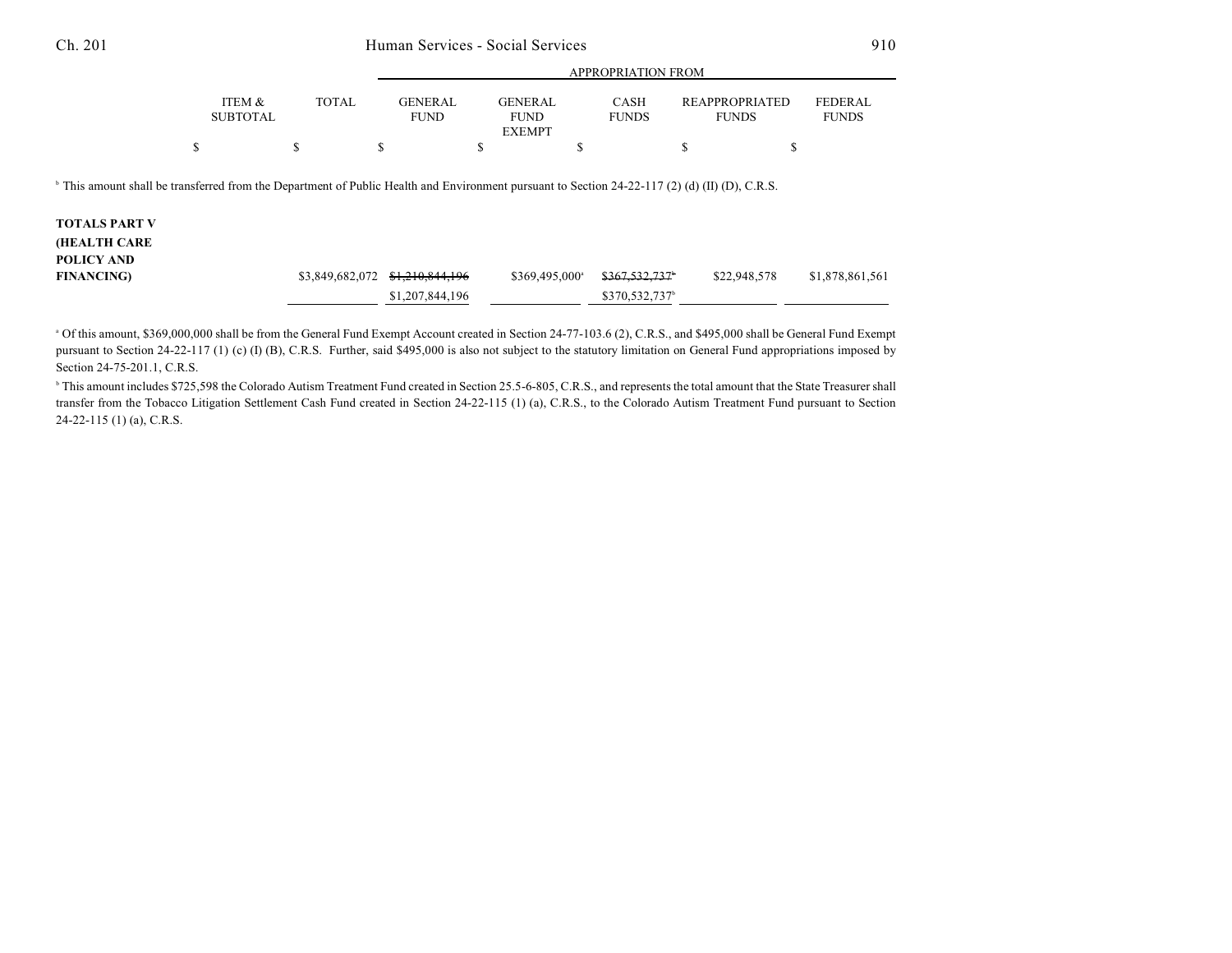| | ITEM & SUBTOTAL | TOTAL | GENERAL FUND | GENERAL FUND EXEMPT | CASH FUNDS | REAPPROPRIATED FUNDS | FEDERAL FUNDS |
|---|---|---|---|---|---|---|---|
| | | | APPROPRIATION FROM | | | | |
| | $ | $ | $ | $ | $ | $ | $ |

[b] This amount shall be transferred from the Department of Public Health and Environment pursuant to Section 24-22-117 (2) (d) (II) (D), C.R.S.

| | ITEM & SUBTOTAL | TOTAL | GENERAL FUND | GENERAL FUND EXEMPT | CASH FUNDS | REAPPROPRIATED FUNDS | FEDERAL FUNDS |
|---|---|---|---|---|---|---|---|
| **TOTALS PART V (HEALTH CARE POLICY AND FINANCING)** | | $3,849,682,072 | ~~$1,210,844,196~~ $1,207,844,196 | $369,495,000[a] | ~~$367,532,737[b]~~ $370,532,737[b] | $22,948,578 | $1,878,861,561 |

[a] Of this amount, $369,000,000 shall be from the General Fund Exempt Account created in Section 24-77-103.6 (2), C.R.S., and $495,000 shall be General Fund Exempt pursuant to Section 24-22-117 (1) (c) (I) (B), C.R.S. Further, said $495,000 is also not subject to the statutory limitation on General Fund appropriations imposed by Section 24-75-201.1, C.R.S.

[b] This amount includes $725,598 the Colorado Autism Treatment Fund created in Section 25.5-6-805, C.R.S., and represents the total amount that the State Treasurer shall transfer from the Tobacco Litigation Settlement Cash Fund created in Section 24-22-115 (1) (a), C.R.S., to the Colorado Autism Treatment Fund pursuant to Section 24-22-115 (1) (a), C.R.S.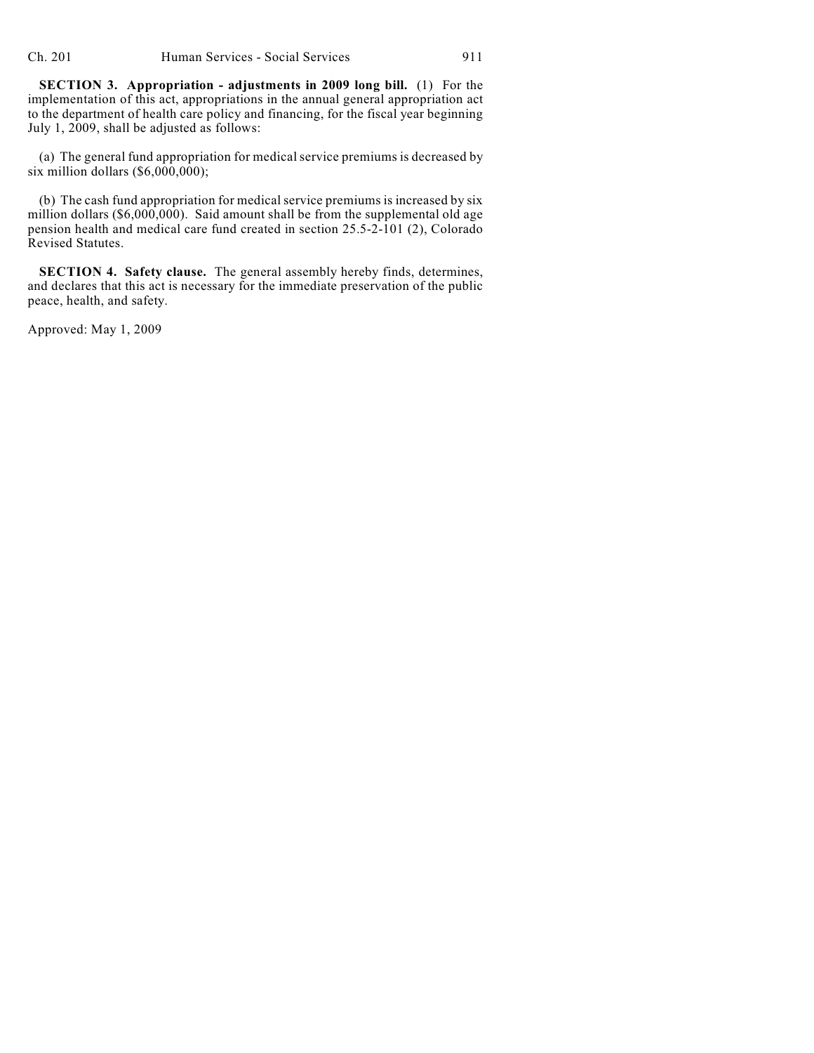**SECTION 3. Appropriation - adjustments in 2009 long bill.** (1) For the implementation of this act, appropriations in the annual general appropriation act to the department of health care policy and financing, for the fiscal year beginning July 1, 2009, shall be adjusted as follows:

(a) The general fund appropriation for medical service premiums is decreased by six million dollars ($6,000,000);

(b) The cash fund appropriation for medical service premiums is increased by six million dollars ($6,000,000). Said amount shall be from the supplemental old age pension health and medical care fund created in section 25.5-2-101 (2), Colorado Revised Statutes.

**SECTION 4. Safety clause.** The general assembly hereby finds, determines, and declares that this act is necessary for the immediate preservation of the public peace, health, and safety.

Approved: May 1, 2009